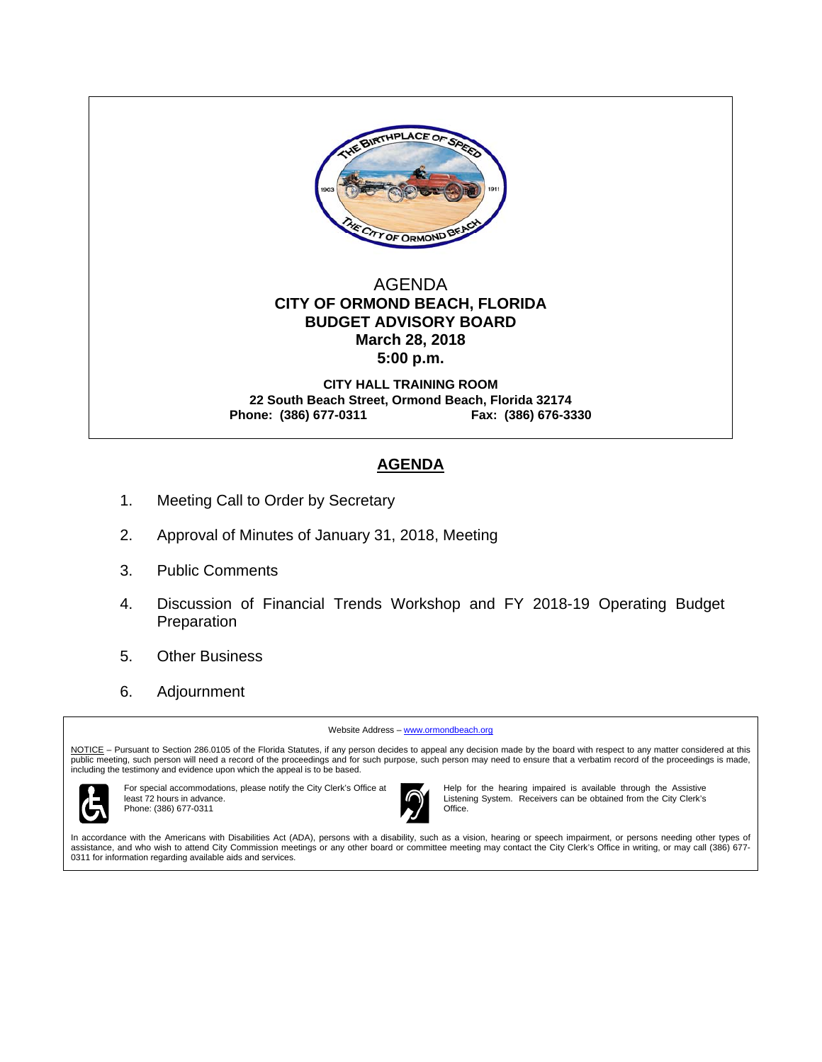AGENDA

**CITY OF ORMOND BEACH, FLORIDA**
**BUDGET ADVISORY BOARD**
**March 28, 2018**
**5:00 p.m.**

**CITY HALL TRAINING ROOM**
**22 South Beach Street, Ormond Beach, Florida 32174**
**Phone: (386) 677-0311 Fax: (386) 676-3330**

## AGENDA

1. Meeting Call to Order by Secretary

2. Approval of Minutes of January 31, 2018, Meeting

3. Public Comments

4. Discussion of Financial Trends Workshop and FY 2018-19 Operating Budget Preparation

5. Other Business

6. Adjournment

Website Address – www.ormondbeach.org

NOTICE – Pursuant to Section 286.0105 of the Florida Statutes, if any person decides to appeal any decision made by the board with respect to any matter considered at this public meeting, such person will need a record of the proceedings and for such purpose, such person may need to ensure that a verbatim record of the proceedings is made, including the testimony and evidence upon which the appeal is to be based.

For special accommodations, please notify the City Clerk's Office at least 72 hours in advance.
Phone: (386) 677-0311

Help for the hearing impaired is available through the Assistive Listening System. Receivers can be obtained from the City Clerk's Office.

In accordance with the Americans with Disabilities Act (ADA), persons with a disability, such as a vision, hearing or speech impairment, or persons needing other types of assistance, and who wish to attend City Commission meetings or any other board or committee meeting may contact the City Clerk's Office in writing, or may call (386) 677-0311 for information regarding available aids and services.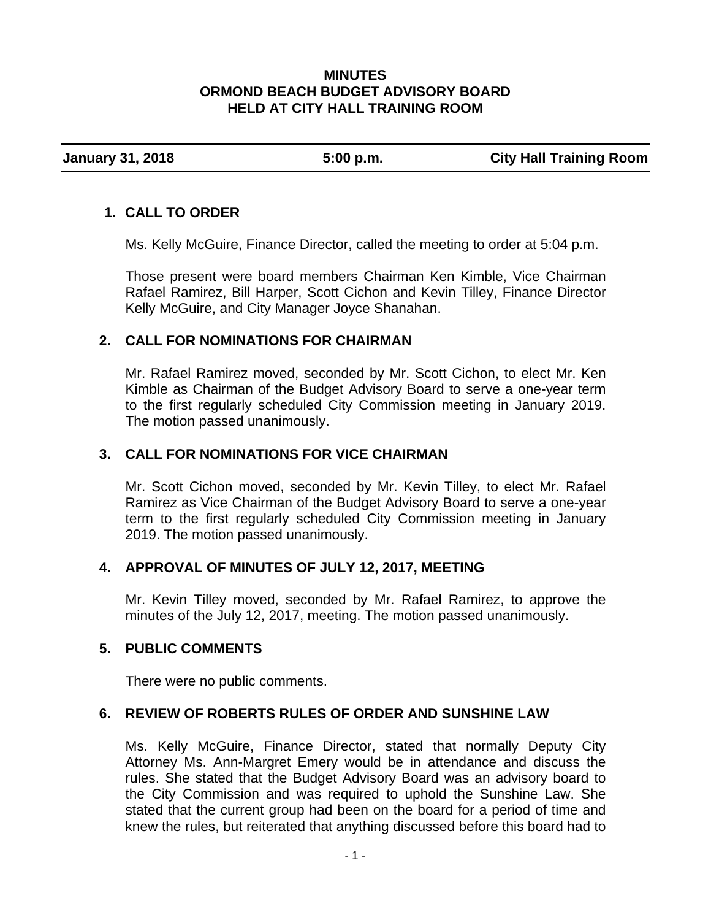**MINUTES**
**ORMOND BEACH BUDGET ADVISORY BOARD**
**HELD AT CITY HALL TRAINING ROOM**

| **January 31, 2018** | **5:00 p.m.** | **City Hall Training Room** |
|---|---|---|

## 1. CALL TO ORDER

Ms. Kelly McGuire, Finance Director, called the meeting to order at 5:04 p.m.

Those present were board members Chairman Ken Kimble, Vice Chairman Rafael Ramirez, Bill Harper, Scott Cichon and Kevin Tilley, Finance Director Kelly McGuire, and City Manager Joyce Shanahan.

## 2. CALL FOR NOMINATIONS FOR CHAIRMAN

Mr. Rafael Ramirez moved, seconded by Mr. Scott Cichon, to elect Mr. Ken Kimble as Chairman of the Budget Advisory Board to serve a one-year term to the first regularly scheduled City Commission meeting in January 2019. The motion passed unanimously.

## 3. CALL FOR NOMINATIONS FOR VICE CHAIRMAN

Mr. Scott Cichon moved, seconded by Mr. Kevin Tilley, to elect Mr. Rafael Ramirez as Vice Chairman of the Budget Advisory Board to serve a one-year term to the first regularly scheduled City Commission meeting in January 2019. The motion passed unanimously.

## 4. APPROVAL OF MINUTES OF JULY 12, 2017, MEETING

Mr. Kevin Tilley moved, seconded by Mr. Rafael Ramirez, to approve the minutes of the July 12, 2017, meeting. The motion passed unanimously.

## 5. PUBLIC COMMENTS

There were no public comments.

## 6. REVIEW OF ROBERTS RULES OF ORDER AND SUNSHINE LAW

Ms. Kelly McGuire, Finance Director, stated that normally Deputy City Attorney Ms. Ann-Margret Emery would be in attendance and discuss the rules. She stated that the Budget Advisory Board was an advisory board to the City Commission and was required to uphold the Sunshine Law. She stated that the current group had been on the board for a period of time and knew the rules, but reiterated that anything discussed before this board had to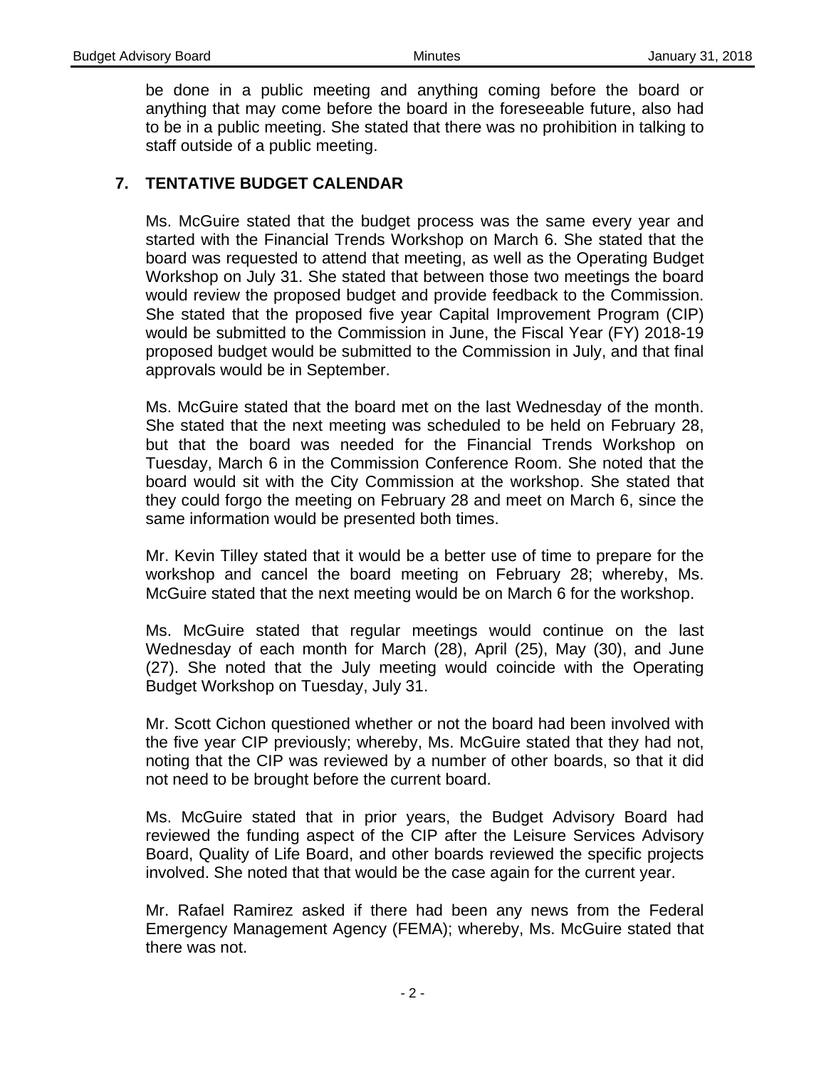be done in a public meeting and anything coming before the board or anything that may come before the board in the foreseeable future, also had to be in a public meeting. She stated that there was no prohibition in talking to staff outside of a public meeting.

## 7. TENTATIVE BUDGET CALENDAR

Ms. McGuire stated that the budget process was the same every year and started with the Financial Trends Workshop on March 6. She stated that the board was requested to attend that meeting, as well as the Operating Budget Workshop on July 31. She stated that between those two meetings the board would review the proposed budget and provide feedback to the Commission. She stated that the proposed five year Capital Improvement Program (CIP) would be submitted to the Commission in June, the Fiscal Year (FY) 2018-19 proposed budget would be submitted to the Commission in July, and that final approvals would be in September.

Ms. McGuire stated that the board met on the last Wednesday of the month. She stated that the next meeting was scheduled to be held on February 28, but that the board was needed for the Financial Trends Workshop on Tuesday, March 6 in the Commission Conference Room. She noted that the board would sit with the City Commission at the workshop. She stated that they could forgo the meeting on February 28 and meet on March 6, since the same information would be presented both times.

Mr. Kevin Tilley stated that it would be a better use of time to prepare for the workshop and cancel the board meeting on February 28; whereby, Ms. McGuire stated that the next meeting would be on March 6 for the workshop.

Ms. McGuire stated that regular meetings would continue on the last Wednesday of each month for March (28), April (25), May (30), and June (27). She noted that the July meeting would coincide with the Operating Budget Workshop on Tuesday, July 31.

Mr. Scott Cichon questioned whether or not the board had been involved with the five year CIP previously; whereby, Ms. McGuire stated that they had not, noting that the CIP was reviewed by a number of other boards, so that it did not need to be brought before the current board.

Ms. McGuire stated that in prior years, the Budget Advisory Board had reviewed the funding aspect of the CIP after the Leisure Services Advisory Board, Quality of Life Board, and other boards reviewed the specific projects involved. She noted that that would be the case again for the current year.

Mr. Rafael Ramirez asked if there had been any news from the Federal Emergency Management Agency (FEMA); whereby, Ms. McGuire stated that there was not.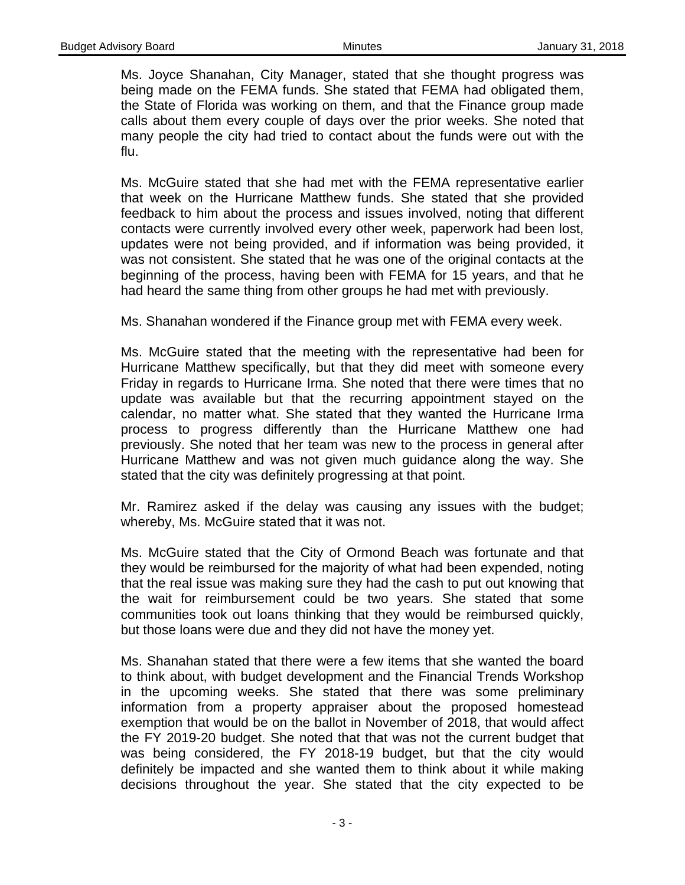Ms. Joyce Shanahan, City Manager, stated that she thought progress was being made on the FEMA funds. She stated that FEMA had obligated them, the State of Florida was working on them, and that the Finance group made calls about them every couple of days over the prior weeks. She noted that many people the city had tried to contact about the funds were out with the flu.

Ms. McGuire stated that she had met with the FEMA representative earlier that week on the Hurricane Matthew funds. She stated that she provided feedback to him about the process and issues involved, noting that different contacts were currently involved every other week, paperwork had been lost, updates were not being provided, and if information was being provided, it was not consistent. She stated that he was one of the original contacts at the beginning of the process, having been with FEMA for 15 years, and that he had heard the same thing from other groups he had met with previously.

Ms. Shanahan wondered if the Finance group met with FEMA every week.

Ms. McGuire stated that the meeting with the representative had been for Hurricane Matthew specifically, but that they did meet with someone every Friday in regards to Hurricane Irma. She noted that there were times that no update was available but that the recurring appointment stayed on the calendar, no matter what. She stated that they wanted the Hurricane Irma process to progress differently than the Hurricane Matthew one had previously. She noted that her team was new to the process in general after Hurricane Matthew and was not given much guidance along the way. She stated that the city was definitely progressing at that point.

Mr. Ramirez asked if the delay was causing any issues with the budget; whereby, Ms. McGuire stated that it was not.

Ms. McGuire stated that the City of Ormond Beach was fortunate and that they would be reimbursed for the majority of what had been expended, noting that the real issue was making sure they had the cash to put out knowing that the wait for reimbursement could be two years. She stated that some communities took out loans thinking that they would be reimbursed quickly, but those loans were due and they did not have the money yet.

Ms. Shanahan stated that there were a few items that she wanted the board to think about, with budget development and the Financial Trends Workshop in the upcoming weeks. She stated that there was some preliminary information from a property appraiser about the proposed homestead exemption that would be on the ballot in November of 2018, that would affect the FY 2019-20 budget. She noted that that was not the current budget that was being considered, the FY 2018-19 budget, but that the city would definitely be impacted and she wanted them to think about it while making decisions throughout the year. She stated that the city expected to be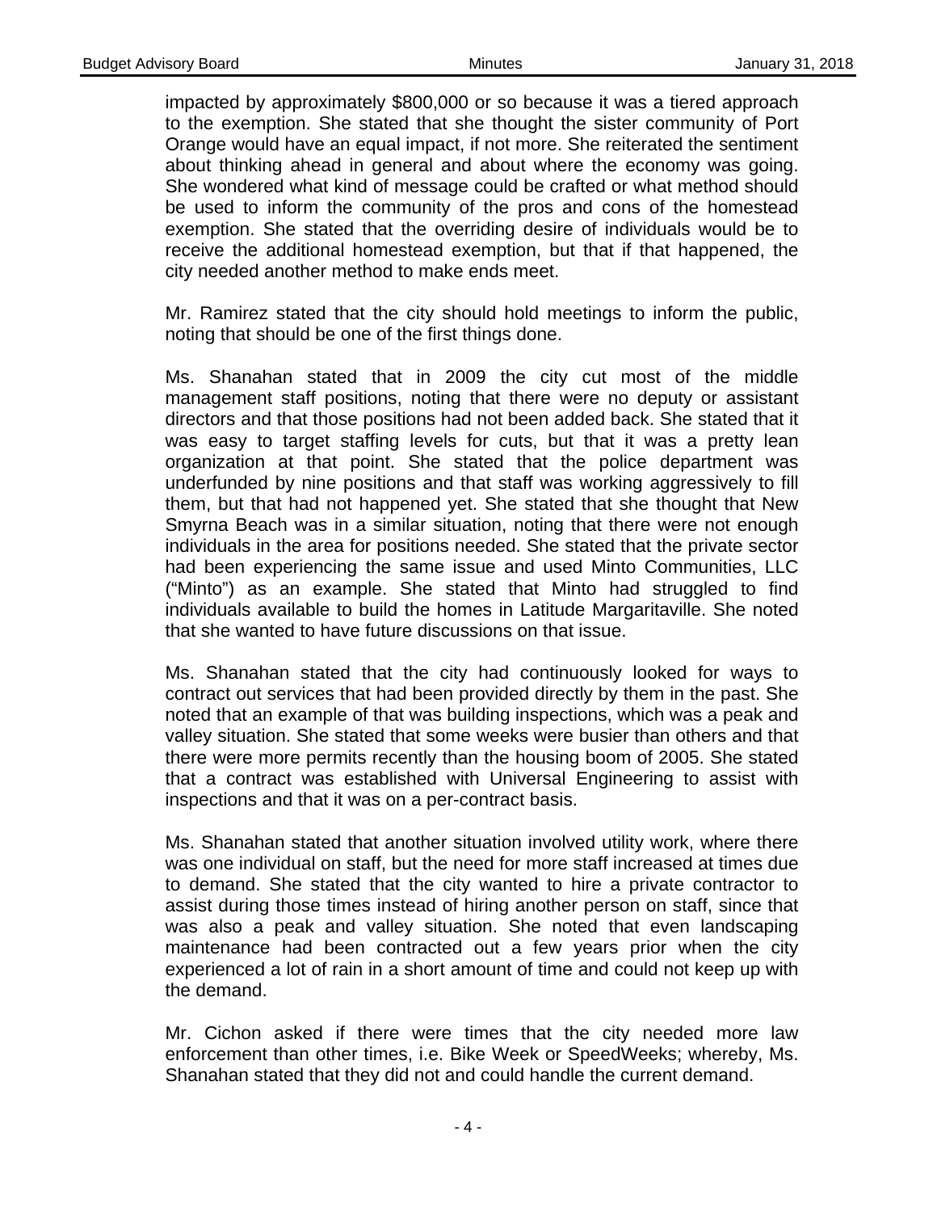impacted by approximately $800,000 or so because it was a tiered approach to the exemption. She stated that she thought the sister community of Port Orange would have an equal impact, if not more. She reiterated the sentiment about thinking ahead in general and about where the economy was going. She wondered what kind of message could be crafted or what method should be used to inform the community of the pros and cons of the homestead exemption. She stated that the overriding desire of individuals would be to receive the additional homestead exemption, but that if that happened, the city needed another method to make ends meet.

Mr. Ramirez stated that the city should hold meetings to inform the public, noting that should be one of the first things done.

Ms. Shanahan stated that in 2009 the city cut most of the middle management staff positions, noting that there were no deputy or assistant directors and that those positions had not been added back. She stated that it was easy to target staffing levels for cuts, but that it was a pretty lean organization at that point. She stated that the police department was underfunded by nine positions and that staff was working aggressively to fill them, but that had not happened yet. She stated that she thought that New Smyrna Beach was in a similar situation, noting that there were not enough individuals in the area for positions needed. She stated that the private sector had been experiencing the same issue and used Minto Communities, LLC ("Minto") as an example. She stated that Minto had struggled to find individuals available to build the homes in Latitude Margaritaville. She noted that she wanted to have future discussions on that issue.

Ms. Shanahan stated that the city had continuously looked for ways to contract out services that had been provided directly by them in the past. She noted that an example of that was building inspections, which was a peak and valley situation. She stated that some weeks were busier than others and that there were more permits recently than the housing boom of 2005. She stated that a contract was established with Universal Engineering to assist with inspections and that it was on a per-contract basis.

Ms. Shanahan stated that another situation involved utility work, where there was one individual on staff, but the need for more staff increased at times due to demand. She stated that the city wanted to hire a private contractor to assist during those times instead of hiring another person on staff, since that was also a peak and valley situation. She noted that even landscaping maintenance had been contracted out a few years prior when the city experienced a lot of rain in a short amount of time and could not keep up with the demand.

Mr. Cichon asked if there were times that the city needed more law enforcement than other times, i.e. Bike Week or SpeedWeeks; whereby, Ms. Shanahan stated that they did not and could handle the current demand.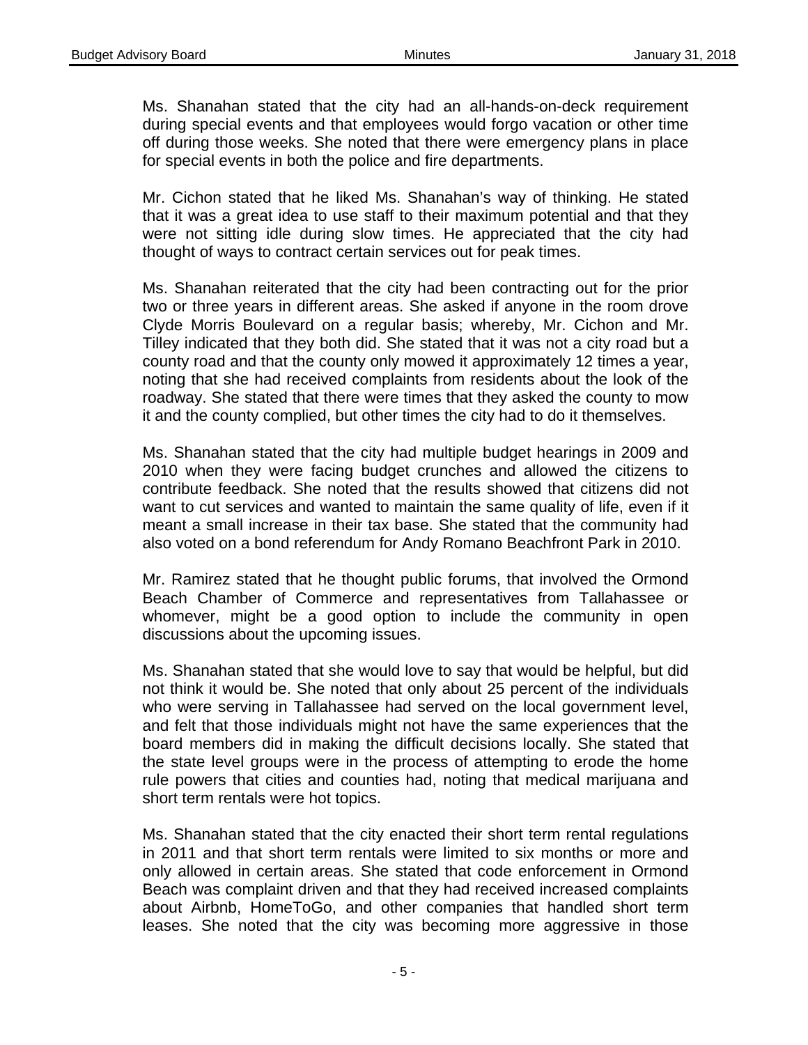Ms. Shanahan stated that the city had an all-hands-on-deck requirement during special events and that employees would forgo vacation or other time off during those weeks. She noted that there were emergency plans in place for special events in both the police and fire departments.

Mr. Cichon stated that he liked Ms. Shanahan's way of thinking. He stated that it was a great idea to use staff to their maximum potential and that they were not sitting idle during slow times. He appreciated that the city had thought of ways to contract certain services out for peak times.

Ms. Shanahan reiterated that the city had been contracting out for the prior two or three years in different areas. She asked if anyone in the room drove Clyde Morris Boulevard on a regular basis; whereby, Mr. Cichon and Mr. Tilley indicated that they both did. She stated that it was not a city road but a county road and that the county only mowed it approximately 12 times a year, noting that she had received complaints from residents about the look of the roadway. She stated that there were times that they asked the county to mow it and the county complied, but other times the city had to do it themselves.

Ms. Shanahan stated that the city had multiple budget hearings in 2009 and 2010 when they were facing budget crunches and allowed the citizens to contribute feedback. She noted that the results showed that citizens did not want to cut services and wanted to maintain the same quality of life, even if it meant a small increase in their tax base. She stated that the community had also voted on a bond referendum for Andy Romano Beachfront Park in 2010.

Mr. Ramirez stated that he thought public forums, that involved the Ormond Beach Chamber of Commerce and representatives from Tallahassee or whomever, might be a good option to include the community in open discussions about the upcoming issues.

Ms. Shanahan stated that she would love to say that would be helpful, but did not think it would be. She noted that only about 25 percent of the individuals who were serving in Tallahassee had served on the local government level, and felt that those individuals might not have the same experiences that the board members did in making the difficult decisions locally. She stated that the state level groups were in the process of attempting to erode the home rule powers that cities and counties had, noting that medical marijuana and short term rentals were hot topics.

Ms. Shanahan stated that the city enacted their short term rental regulations in 2011 and that short term rentals were limited to six months or more and only allowed in certain areas. She stated that code enforcement in Ormond Beach was complaint driven and that they had received increased complaints about Airbnb, HomeToGo, and other companies that handled short term leases. She noted that the city was becoming more aggressive in those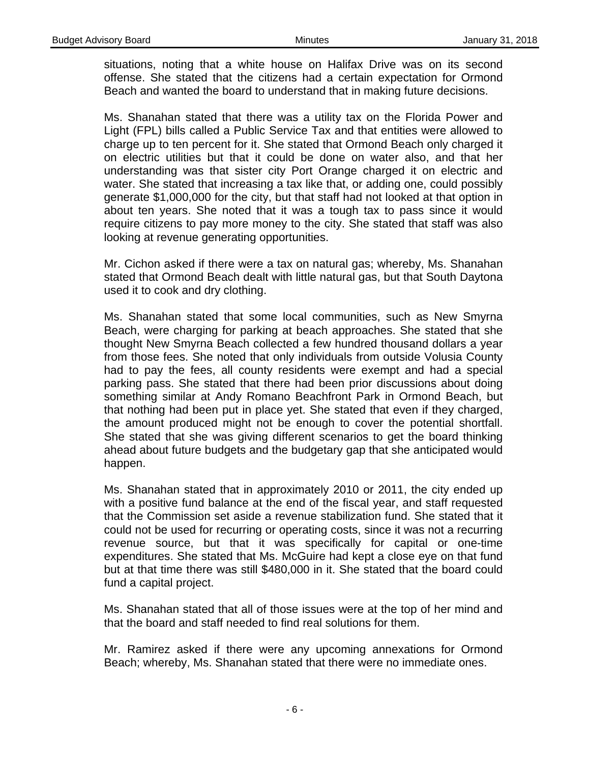situations, noting that a white house on Halifax Drive was on its second offense. She stated that the citizens had a certain expectation for Ormond Beach and wanted the board to understand that in making future decisions.

Ms. Shanahan stated that there was a utility tax on the Florida Power and Light (FPL) bills called a Public Service Tax and that entities were allowed to charge up to ten percent for it. She stated that Ormond Beach only charged it on electric utilities but that it could be done on water also, and that her understanding was that sister city Port Orange charged it on electric and water. She stated that increasing a tax like that, or adding one, could possibly generate $1,000,000 for the city, but that staff had not looked at that option in about ten years. She noted that it was a tough tax to pass since it would require citizens to pay more money to the city. She stated that staff was also looking at revenue generating opportunities.

Mr. Cichon asked if there were a tax on natural gas; whereby, Ms. Shanahan stated that Ormond Beach dealt with little natural gas, but that South Daytona used it to cook and dry clothing.

Ms. Shanahan stated that some local communities, such as New Smyrna Beach, were charging for parking at beach approaches. She stated that she thought New Smyrna Beach collected a few hundred thousand dollars a year from those fees. She noted that only individuals from outside Volusia County had to pay the fees, all county residents were exempt and had a special parking pass. She stated that there had been prior discussions about doing something similar at Andy Romano Beachfront Park in Ormond Beach, but that nothing had been put in place yet. She stated that even if they charged, the amount produced might not be enough to cover the potential shortfall. She stated that she was giving different scenarios to get the board thinking ahead about future budgets and the budgetary gap that she anticipated would happen.

Ms. Shanahan stated that in approximately 2010 or 2011, the city ended up with a positive fund balance at the end of the fiscal year, and staff requested that the Commission set aside a revenue stabilization fund. She stated that it could not be used for recurring or operating costs, since it was not a recurring revenue source, but that it was specifically for capital or one-time expenditures. She stated that Ms. McGuire had kept a close eye on that fund but at that time there was still $480,000 in it. She stated that the board could fund a capital project.

Ms. Shanahan stated that all of those issues were at the top of her mind and that the board and staff needed to find real solutions for them.

Mr. Ramirez asked if there were any upcoming annexations for Ormond Beach; whereby, Ms. Shanahan stated that there were no immediate ones.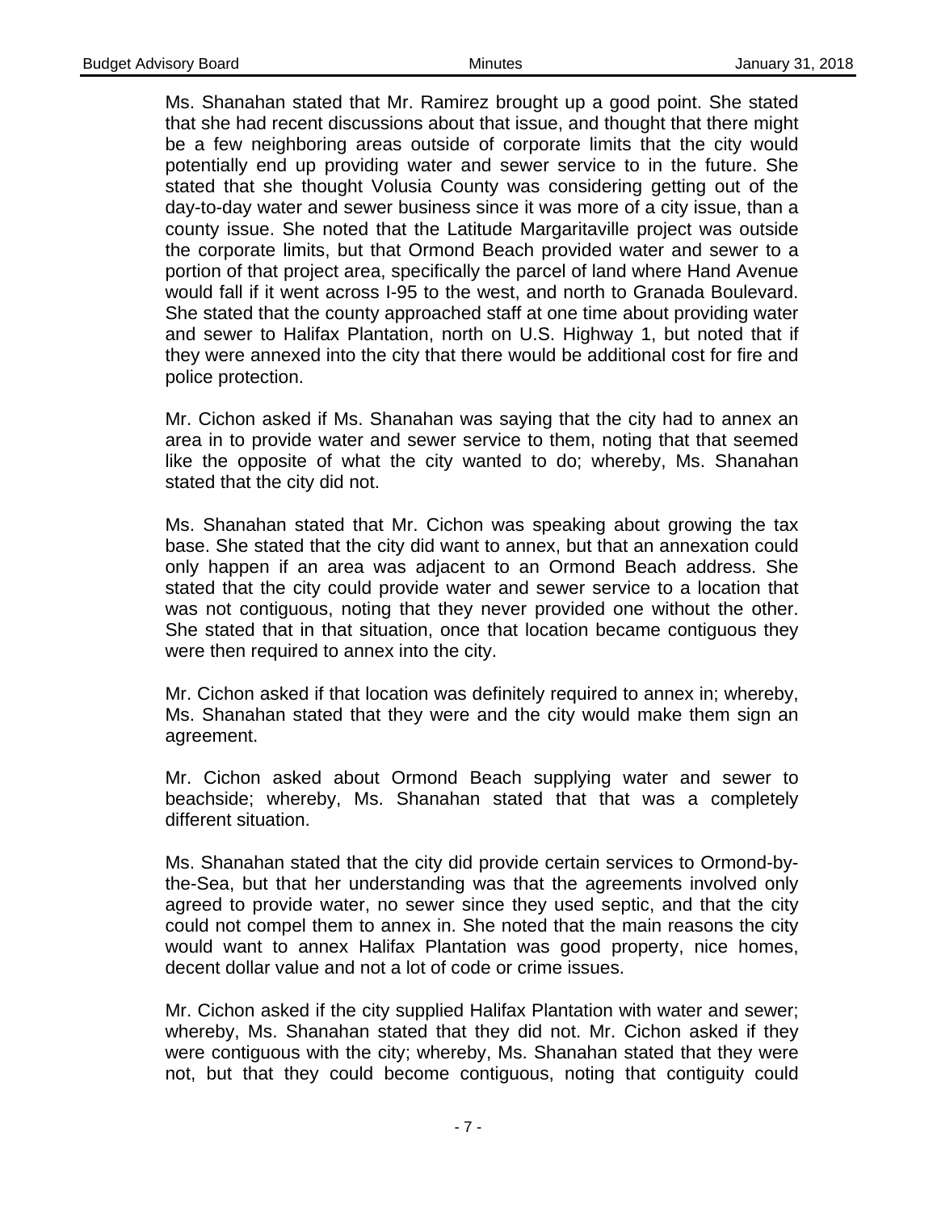Ms. Shanahan stated that Mr. Ramirez brought up a good point. She stated that she had recent discussions about that issue, and thought that there might be a few neighboring areas outside of corporate limits that the city would potentially end up providing water and sewer service to in the future. She stated that she thought Volusia County was considering getting out of the day-to-day water and sewer business since it was more of a city issue, than a county issue. She noted that the Latitude Margaritaville project was outside the corporate limits, but that Ormond Beach provided water and sewer to a portion of that project area, specifically the parcel of land where Hand Avenue would fall if it went across I-95 to the west, and north to Granada Boulevard. She stated that the county approached staff at one time about providing water and sewer to Halifax Plantation, north on U.S. Highway 1, but noted that if they were annexed into the city that there would be additional cost for fire and police protection.

Mr. Cichon asked if Ms. Shanahan was saying that the city had to annex an area in to provide water and sewer service to them, noting that that seemed like the opposite of what the city wanted to do; whereby, Ms. Shanahan stated that the city did not.

Ms. Shanahan stated that Mr. Cichon was speaking about growing the tax base. She stated that the city did want to annex, but that an annexation could only happen if an area was adjacent to an Ormond Beach address. She stated that the city could provide water and sewer service to a location that was not contiguous, noting that they never provided one without the other. She stated that in that situation, once that location became contiguous they were then required to annex into the city.

Mr. Cichon asked if that location was definitely required to annex in; whereby, Ms. Shanahan stated that they were and the city would make them sign an agreement.

Mr. Cichon asked about Ormond Beach supplying water and sewer to beachside; whereby, Ms. Shanahan stated that that was a completely different situation.

Ms. Shanahan stated that the city did provide certain services to Ormond-by-the-Sea, but that her understanding was that the agreements involved only agreed to provide water, no sewer since they used septic, and that the city could not compel them to annex in. She noted that the main reasons the city would want to annex Halifax Plantation was good property, nice homes, decent dollar value and not a lot of code or crime issues.

Mr. Cichon asked if the city supplied Halifax Plantation with water and sewer; whereby, Ms. Shanahan stated that they did not. Mr. Cichon asked if they were contiguous with the city; whereby, Ms. Shanahan stated that they were not, but that they could become contiguous, noting that contiguity could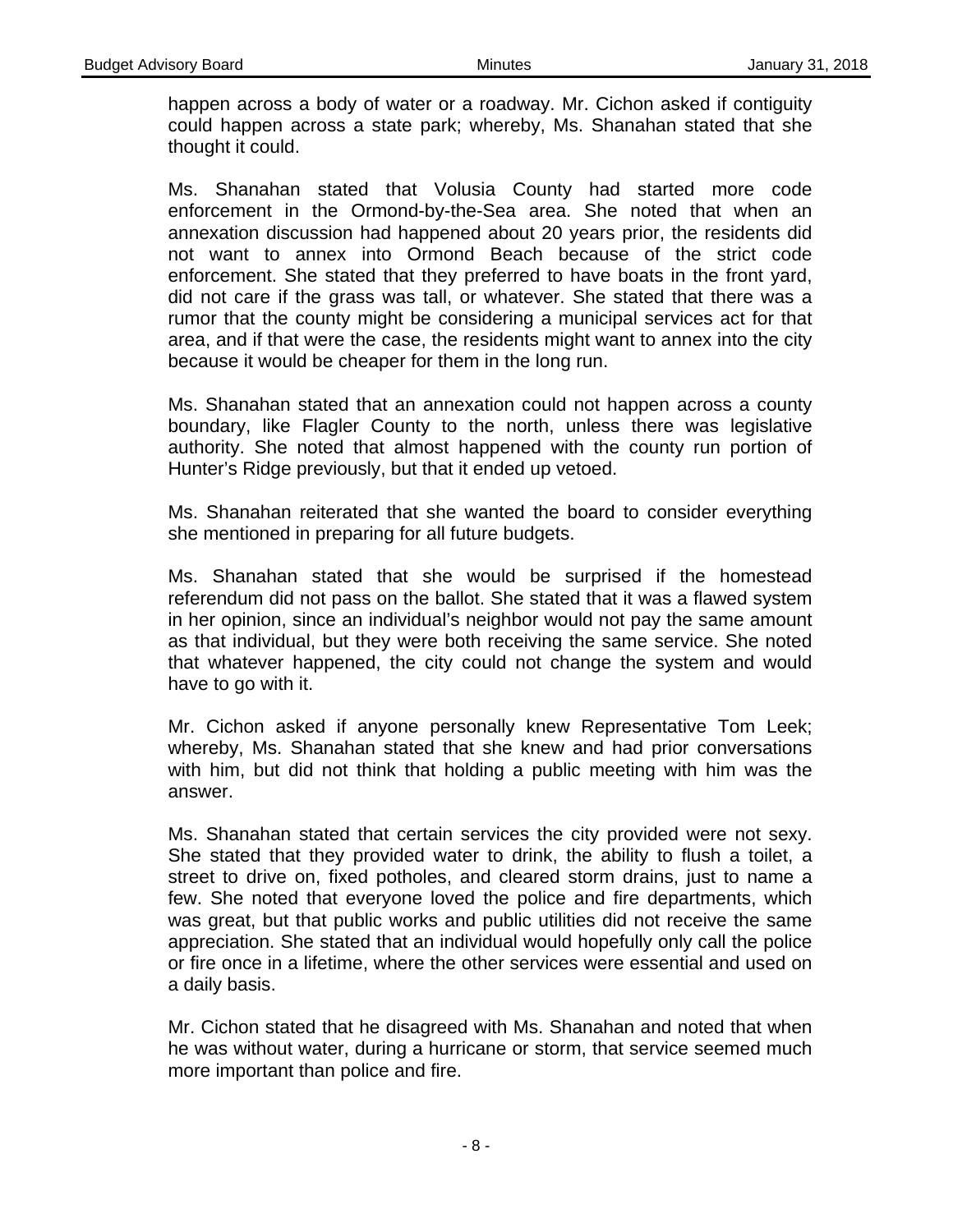happen across a body of water or a roadway. Mr. Cichon asked if contiguity could happen across a state park; whereby, Ms. Shanahan stated that she thought it could.

Ms. Shanahan stated that Volusia County had started more code enforcement in the Ormond-by-the-Sea area. She noted that when an annexation discussion had happened about 20 years prior, the residents did not want to annex into Ormond Beach because of the strict code enforcement. She stated that they preferred to have boats in the front yard, did not care if the grass was tall, or whatever. She stated that there was a rumor that the county might be considering a municipal services act for that area, and if that were the case, the residents might want to annex into the city because it would be cheaper for them in the long run.

Ms. Shanahan stated that an annexation could not happen across a county boundary, like Flagler County to the north, unless there was legislative authority. She noted that almost happened with the county run portion of Hunter's Ridge previously, but that it ended up vetoed.

Ms. Shanahan reiterated that she wanted the board to consider everything she mentioned in preparing for all future budgets.

Ms. Shanahan stated that she would be surprised if the homestead referendum did not pass on the ballot. She stated that it was a flawed system in her opinion, since an individual's neighbor would not pay the same amount as that individual, but they were both receiving the same service. She noted that whatever happened, the city could not change the system and would have to go with it.

Mr. Cichon asked if anyone personally knew Representative Tom Leek; whereby, Ms. Shanahan stated that she knew and had prior conversations with him, but did not think that holding a public meeting with him was the answer.

Ms. Shanahan stated that certain services the city provided were not sexy. She stated that they provided water to drink, the ability to flush a toilet, a street to drive on, fixed potholes, and cleared storm drains, just to name a few. She noted that everyone loved the police and fire departments, which was great, but that public works and public utilities did not receive the same appreciation. She stated that an individual would hopefully only call the police or fire once in a lifetime, where the other services were essential and used on a daily basis.

Mr. Cichon stated that he disagreed with Ms. Shanahan and noted that when he was without water, during a hurricane or storm, that service seemed much more important than police and fire.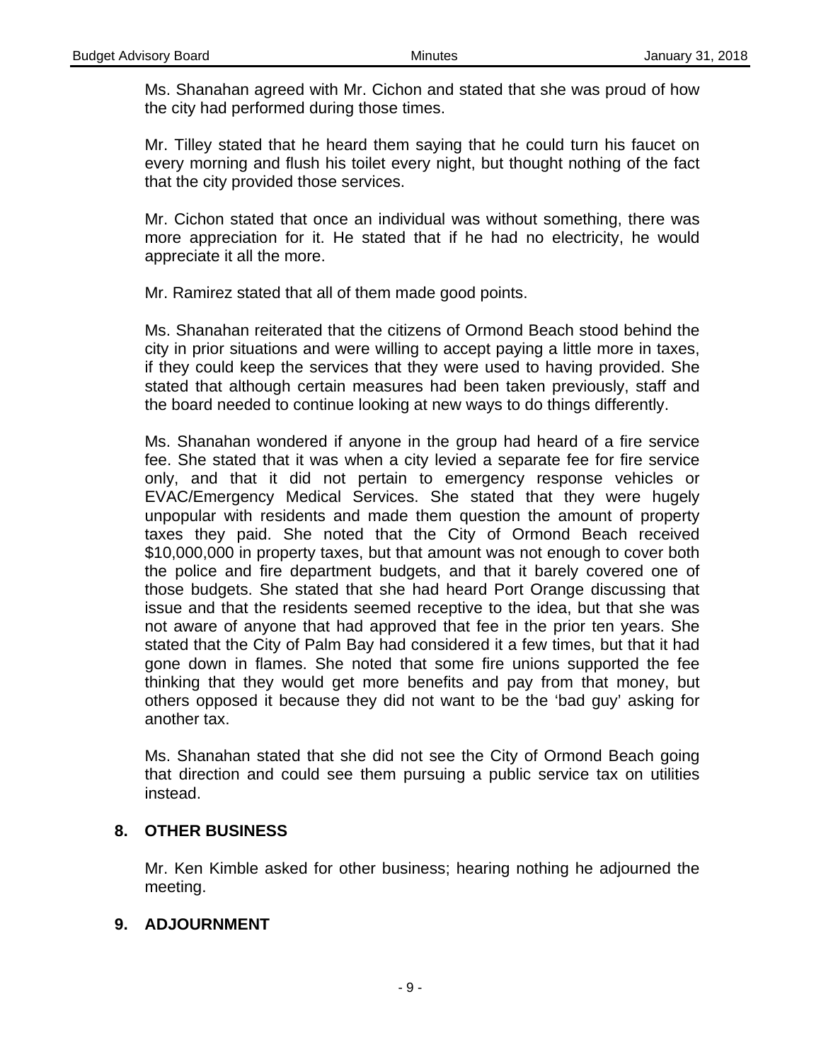Ms. Shanahan agreed with Mr. Cichon and stated that she was proud of how the city had performed during those times.

Mr. Tilley stated that he heard them saying that he could turn his faucet on every morning and flush his toilet every night, but thought nothing of the fact that the city provided those services.

Mr. Cichon stated that once an individual was without something, there was more appreciation for it. He stated that if he had no electricity, he would appreciate it all the more.

Mr. Ramirez stated that all of them made good points.

Ms. Shanahan reiterated that the citizens of Ormond Beach stood behind the city in prior situations and were willing to accept paying a little more in taxes, if they could keep the services that they were used to having provided. She stated that although certain measures had been taken previously, staff and the board needed to continue looking at new ways to do things differently.

Ms. Shanahan wondered if anyone in the group had heard of a fire service fee. She stated that it was when a city levied a separate fee for fire service only, and that it did not pertain to emergency response vehicles or EVAC/Emergency Medical Services. She stated that they were hugely unpopular with residents and made them question the amount of property taxes they paid. She noted that the City of Ormond Beach received $10,000,000 in property taxes, but that amount was not enough to cover both the police and fire department budgets, and that it barely covered one of those budgets. She stated that she had heard Port Orange discussing that issue and that the residents seemed receptive to the idea, but that she was not aware of anyone that had approved that fee in the prior ten years. She stated that the City of Palm Bay had considered it a few times, but that it had gone down in flames. She noted that some fire unions supported the fee thinking that they would get more benefits and pay from that money, but others opposed it because they did not want to be the 'bad guy' asking for another tax.

Ms. Shanahan stated that she did not see the City of Ormond Beach going that direction and could see them pursuing a public service tax on utilities instead.

## 8. OTHER BUSINESS

Mr. Ken Kimble asked for other business; hearing nothing he adjourned the meeting.

## 9. ADJOURNMENT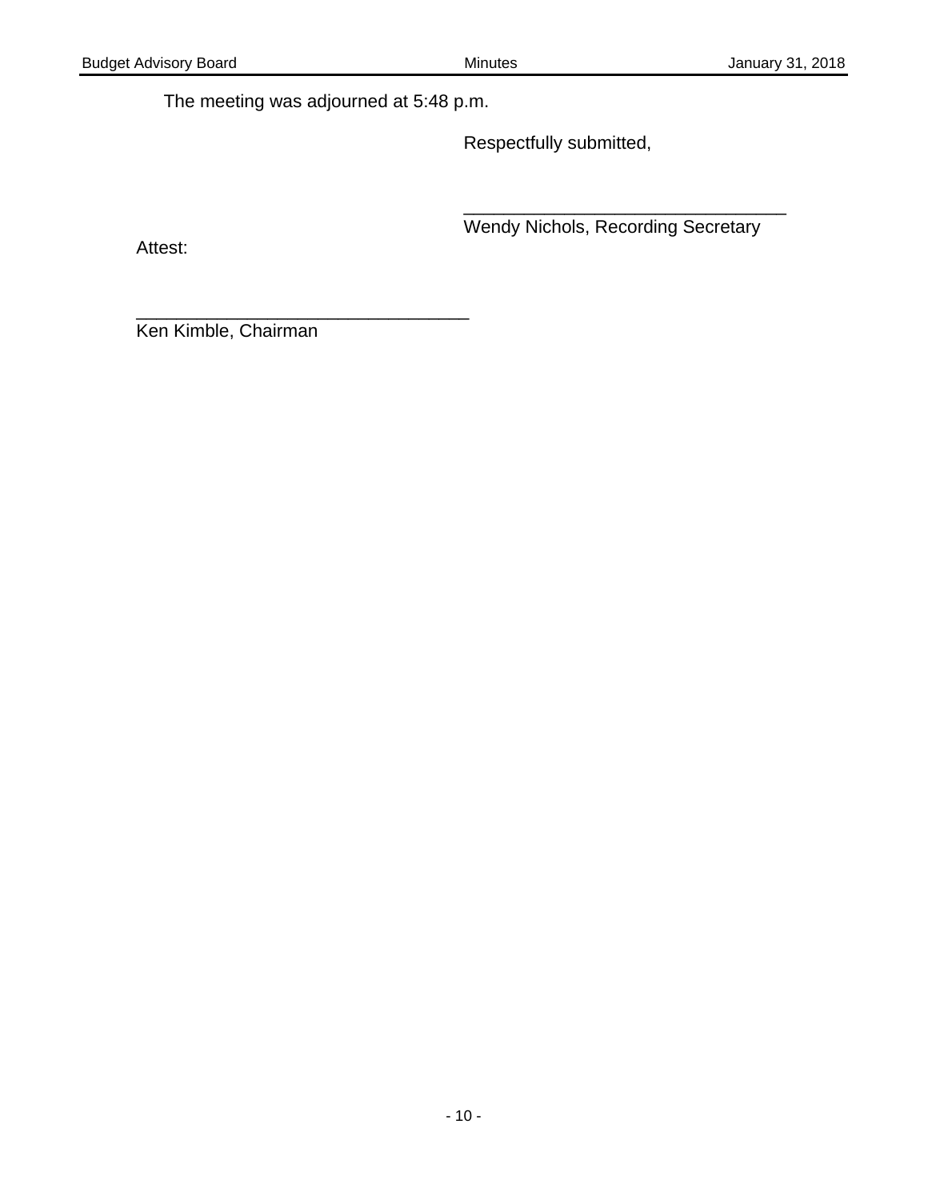The meeting was adjourned at 5:48 p.m.

Respectfully submitted,

\_\_\_\_\_\_\_\_\_\_\_\_\_\_\_\_\_\_\_\_\_\_\_\_\_\_\_\_\_\_\_\_
Wendy Nichols, Recording Secretary

Attest:

\_\_\_\_\_\_\_\_\_\_\_\_\_\_\_\_\_\_\_\_\_\_\_\_\_\_\_\_\_\_\_\_\_\_
Ken Kimble, Chairman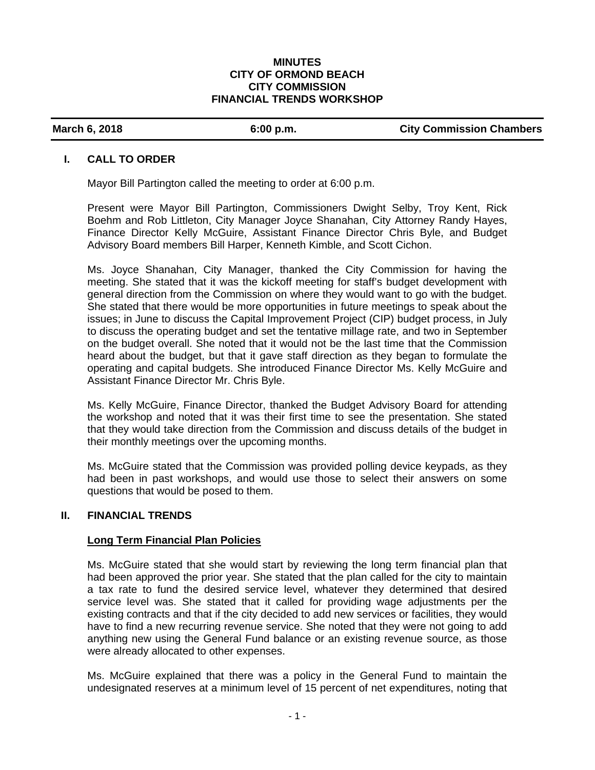**MINUTES**
**CITY OF ORMOND BEACH**
**CITY COMMISSION**
**FINANCIAL TRENDS WORKSHOP**

| **March 6, 2018** | **6:00 p.m.** | **City Commission Chambers** |
|---|---|---|

## I. CALL TO ORDER

Mayor Bill Partington called the meeting to order at 6:00 p.m.

Present were Mayor Bill Partington, Commissioners Dwight Selby, Troy Kent, Rick Boehm and Rob Littleton, City Manager Joyce Shanahan, City Attorney Randy Hayes, Finance Director Kelly McGuire, Assistant Finance Director Chris Byle, and Budget Advisory Board members Bill Harper, Kenneth Kimble, and Scott Cichon.

Ms. Joyce Shanahan, City Manager, thanked the City Commission for having the meeting. She stated that it was the kickoff meeting for staff's budget development with general direction from the Commission on where they would want to go with the budget. She stated that there would be more opportunities in future meetings to speak about the issues; in June to discuss the Capital Improvement Project (CIP) budget process, in July to discuss the operating budget and set the tentative millage rate, and two in September on the budget overall. She noted that it would not be the last time that the Commission heard about the budget, but that it gave staff direction as they began to formulate the operating and capital budgets. She introduced Finance Director Ms. Kelly McGuire and Assistant Finance Director Mr. Chris Byle.

Ms. Kelly McGuire, Finance Director, thanked the Budget Advisory Board for attending the workshop and noted that it was their first time to see the presentation. She stated that they would take direction from the Commission and discuss details of the budget in their monthly meetings over the upcoming months.

Ms. McGuire stated that the Commission was provided polling device keypads, as they had been in past workshops, and would use those to select their answers on some questions that would be posed to them.

## II. FINANCIAL TRENDS

**Long Term Financial Plan Policies**

Ms. McGuire stated that she would start by reviewing the long term financial plan that had been approved the prior year. She stated that the plan called for the city to maintain a tax rate to fund the desired service level, whatever they determined that desired service level was. She stated that it called for providing wage adjustments per the existing contracts and that if the city decided to add new services or facilities, they would have to find a new recurring revenue service. She noted that they were not going to add anything new using the General Fund balance or an existing revenue source, as those were already allocated to other expenses.

Ms. McGuire explained that there was a policy in the General Fund to maintain the undesignated reserves at a minimum level of 15 percent of net expenditures, noting that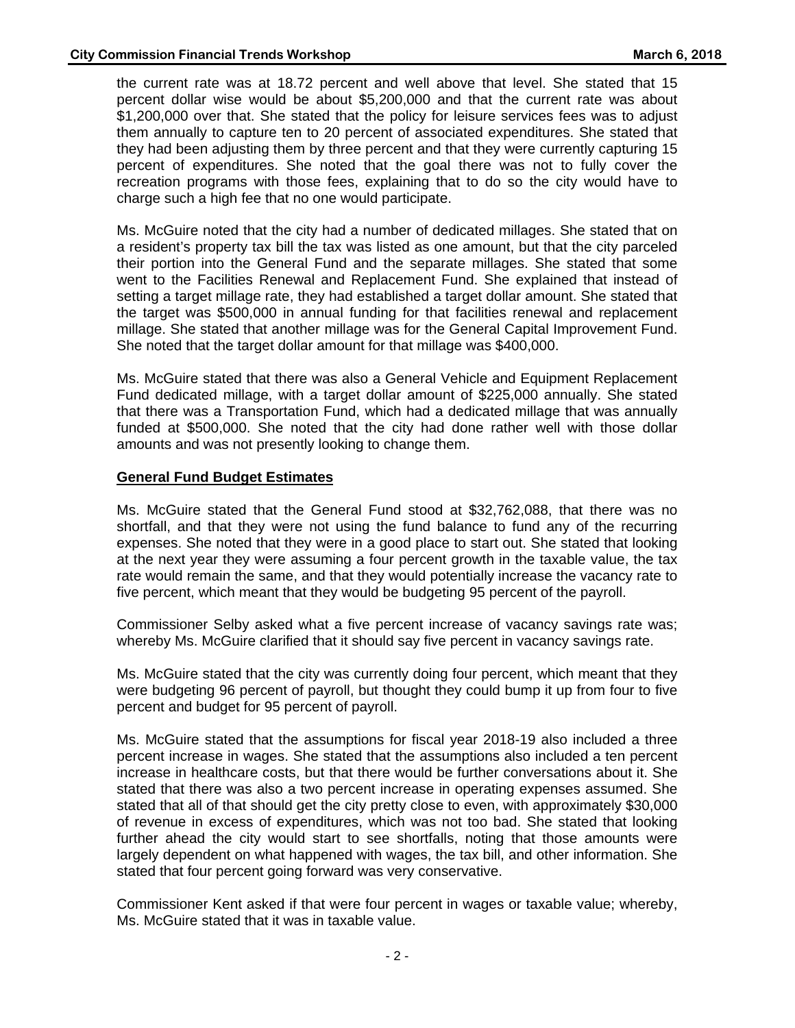the current rate was at 18.72 percent and well above that level. She stated that 15 percent dollar wise would be about $5,200,000 and that the current rate was about $1,200,000 over that. She stated that the policy for leisure services fees was to adjust them annually to capture ten to 20 percent of associated expenditures. She stated that they had been adjusting them by three percent and that they were currently capturing 15 percent of expenditures. She noted that the goal there was not to fully cover the recreation programs with those fees, explaining that to do so the city would have to charge such a high fee that no one would participate.

Ms. McGuire noted that the city had a number of dedicated millages. She stated that on a resident's property tax bill the tax was listed as one amount, but that the city parceled their portion into the General Fund and the separate millages. She stated that some went to the Facilities Renewal and Replacement Fund. She explained that instead of setting a target millage rate, they had established a target dollar amount. She stated that the target was $500,000 in annual funding for that facilities renewal and replacement millage. She stated that another millage was for the General Capital Improvement Fund. She noted that the target dollar amount for that millage was $400,000.

Ms. McGuire stated that there was also a General Vehicle and Equipment Replacement Fund dedicated millage, with a target dollar amount of $225,000 annually. She stated that there was a Transportation Fund, which had a dedicated millage that was annually funded at $500,000. She noted that the city had done rather well with those dollar amounts and was not presently looking to change them.

**General Fund Budget Estimates**

Ms. McGuire stated that the General Fund stood at $32,762,088, that there was no shortfall, and that they were not using the fund balance to fund any of the recurring expenses. She noted that they were in a good place to start out. She stated that looking at the next year they were assuming a four percent growth in the taxable value, the tax rate would remain the same, and that they would potentially increase the vacancy rate to five percent, which meant that they would be budgeting 95 percent of the payroll.

Commissioner Selby asked what a five percent increase of vacancy savings rate was; whereby Ms. McGuire clarified that it should say five percent in vacancy savings rate.

Ms. McGuire stated that the city was currently doing four percent, which meant that they were budgeting 96 percent of payroll, but thought they could bump it up from four to five percent and budget for 95 percent of payroll.

Ms. McGuire stated that the assumptions for fiscal year 2018-19 also included a three percent increase in wages. She stated that the assumptions also included a ten percent increase in healthcare costs, but that there would be further conversations about it. She stated that there was also a two percent increase in operating expenses assumed. She stated that all of that should get the city pretty close to even, with approximately $30,000 of revenue in excess of expenditures, which was not too bad. She stated that looking further ahead the city would start to see shortfalls, noting that those amounts were largely dependent on what happened with wages, the tax bill, and other information. She stated that four percent going forward was very conservative.

Commissioner Kent asked if that were four percent in wages or taxable value; whereby, Ms. McGuire stated that it was in taxable value.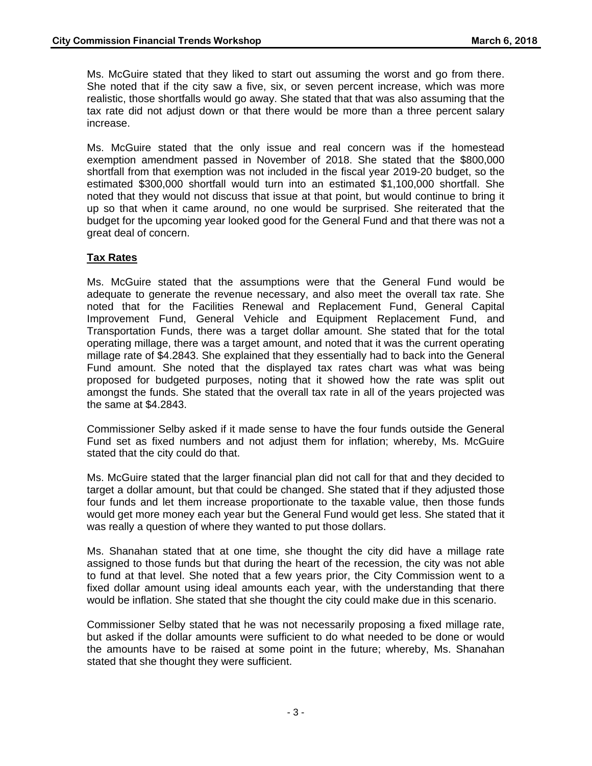Ms. McGuire stated that they liked to start out assuming the worst and go from there. She noted that if the city saw a five, six, or seven percent increase, which was more realistic, those shortfalls would go away. She stated that that was also assuming that the tax rate did not adjust down or that there would be more than a three percent salary increase.

Ms. McGuire stated that the only issue and real concern was if the homestead exemption amendment passed in November of 2018. She stated that the $800,000 shortfall from that exemption was not included in the fiscal year 2019-20 budget, so the estimated $300,000 shortfall would turn into an estimated $1,100,000 shortfall. She noted that they would not discuss that issue at that point, but would continue to bring it up so that when it came around, no one would be surprised. She reiterated that the budget for the upcoming year looked good for the General Fund and that there was not a great deal of concern.

**Tax Rates**

Ms. McGuire stated that the assumptions were that the General Fund would be adequate to generate the revenue necessary, and also meet the overall tax rate. She noted that for the Facilities Renewal and Replacement Fund, General Capital Improvement Fund, General Vehicle and Equipment Replacement Fund, and Transportation Funds, there was a target dollar amount. She stated that for the total operating millage, there was a target amount, and noted that it was the current operating millage rate of $4.2843. She explained that they essentially had to back into the General Fund amount. She noted that the displayed tax rates chart was what was being proposed for budgeted purposes, noting that it showed how the rate was split out amongst the funds. She stated that the overall tax rate in all of the years projected was the same at $4.2843.

Commissioner Selby asked if it made sense to have the four funds outside the General Fund set as fixed numbers and not adjust them for inflation; whereby, Ms. McGuire stated that the city could do that.

Ms. McGuire stated that the larger financial plan did not call for that and they decided to target a dollar amount, but that could be changed. She stated that if they adjusted those four funds and let them increase proportionate to the taxable value, then those funds would get more money each year but the General Fund would get less. She stated that it was really a question of where they wanted to put those dollars.

Ms. Shanahan stated that at one time, she thought the city did have a millage rate assigned to those funds but that during the heart of the recession, the city was not able to fund at that level. She noted that a few years prior, the City Commission went to a fixed dollar amount using ideal amounts each year, with the understanding that there would be inflation. She stated that she thought the city could make due in this scenario.

Commissioner Selby stated that he was not necessarily proposing a fixed millage rate, but asked if the dollar amounts were sufficient to do what needed to be done or would the amounts have to be raised at some point in the future; whereby, Ms. Shanahan stated that she thought they were sufficient.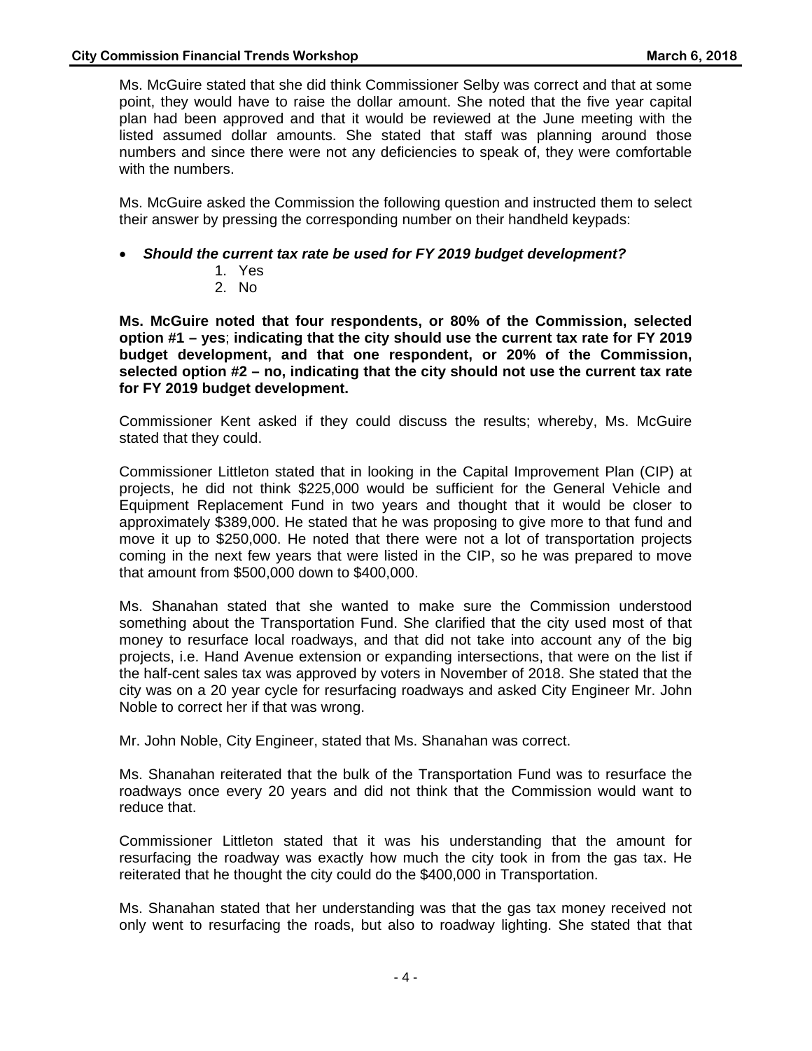Ms. McGuire stated that she did think Commissioner Selby was correct and that at some point, they would have to raise the dollar amount. She noted that the five year capital plan had been approved and that it would be reviewed at the June meeting with the listed assumed dollar amounts. She stated that staff was planning around those numbers and since there were not any deficiencies to speak of, they were comfortable with the numbers.

Ms. McGuire asked the Commission the following question and instructed them to select their answer by pressing the corresponding number on their handheld keypads:

- ***Should the current tax rate be used for FY 2019 budget development?***
    1. Yes
    2. No

**Ms. McGuire noted that four respondents, or 80% of the Commission, selected option #1 – yes**; **indicating that the city should use the current tax rate for FY 2019 budget development, and that one respondent, or 20% of the Commission, selected option #2 – no, indicating that the city should not use the current tax rate for FY 2019 budget development.**

Commissioner Kent asked if they could discuss the results; whereby, Ms. McGuire stated that they could.

Commissioner Littleton stated that in looking in the Capital Improvement Plan (CIP) at projects, he did not think $225,000 would be sufficient for the General Vehicle and Equipment Replacement Fund in two years and thought that it would be closer to approximately $389,000. He stated that he was proposing to give more to that fund and move it up to $250,000. He noted that there were not a lot of transportation projects coming in the next few years that were listed in the CIP, so he was prepared to move that amount from $500,000 down to $400,000.

Ms. Shanahan stated that she wanted to make sure the Commission understood something about the Transportation Fund. She clarified that the city used most of that money to resurface local roadways, and that did not take into account any of the big projects, i.e. Hand Avenue extension or expanding intersections, that were on the list if the half-cent sales tax was approved by voters in November of 2018. She stated that the city was on a 20 year cycle for resurfacing roadways and asked City Engineer Mr. John Noble to correct her if that was wrong.

Mr. John Noble, City Engineer, stated that Ms. Shanahan was correct.

Ms. Shanahan reiterated that the bulk of the Transportation Fund was to resurface the roadways once every 20 years and did not think that the Commission would want to reduce that.

Commissioner Littleton stated that it was his understanding that the amount for resurfacing the roadway was exactly how much the city took in from the gas tax. He reiterated that he thought the city could do the $400,000 in Transportation.

Ms. Shanahan stated that her understanding was that the gas tax money received not only went to resurfacing the roads, but also to roadway lighting. She stated that that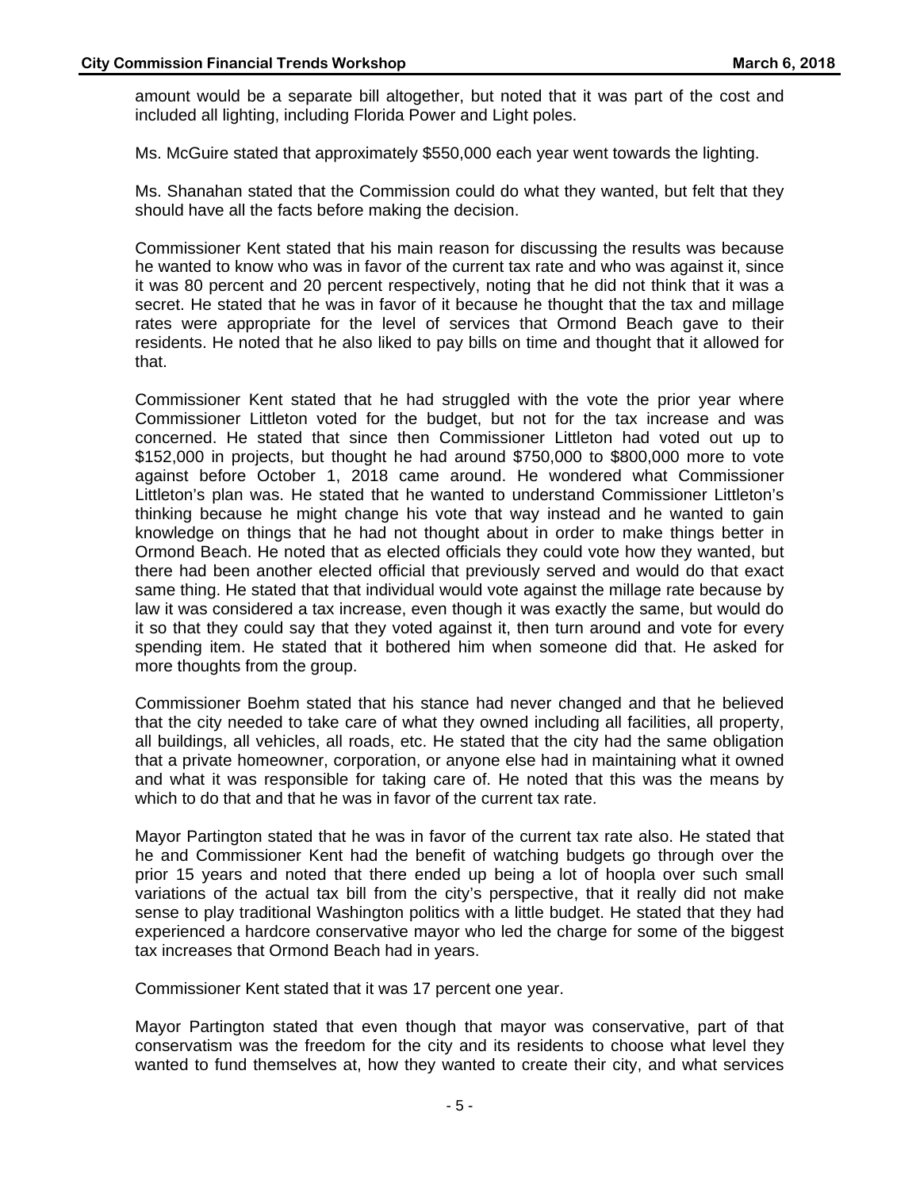amount would be a separate bill altogether, but noted that it was part of the cost and included all lighting, including Florida Power and Light poles.

Ms. McGuire stated that approximately $550,000 each year went towards the lighting.

Ms. Shanahan stated that the Commission could do what they wanted, but felt that they should have all the facts before making the decision.

Commissioner Kent stated that his main reason for discussing the results was because he wanted to know who was in favor of the current tax rate and who was against it, since it was 80 percent and 20 percent respectively, noting that he did not think that it was a secret. He stated that he was in favor of it because he thought that the tax and millage rates were appropriate for the level of services that Ormond Beach gave to their residents. He noted that he also liked to pay bills on time and thought that it allowed for that.

Commissioner Kent stated that he had struggled with the vote the prior year where Commissioner Littleton voted for the budget, but not for the tax increase and was concerned. He stated that since then Commissioner Littleton had voted out up to $152,000 in projects, but thought he had around $750,000 to $800,000 more to vote against before October 1, 2018 came around. He wondered what Commissioner Littleton's plan was. He stated that he wanted to understand Commissioner Littleton's thinking because he might change his vote that way instead and he wanted to gain knowledge on things that he had not thought about in order to make things better in Ormond Beach. He noted that as elected officials they could vote how they wanted, but there had been another elected official that previously served and would do that exact same thing. He stated that that individual would vote against the millage rate because by law it was considered a tax increase, even though it was exactly the same, but would do it so that they could say that they voted against it, then turn around and vote for every spending item. He stated that it bothered him when someone did that. He asked for more thoughts from the group.

Commissioner Boehm stated that his stance had never changed and that he believed that the city needed to take care of what they owned including all facilities, all property, all buildings, all vehicles, all roads, etc. He stated that the city had the same obligation that a private homeowner, corporation, or anyone else had in maintaining what it owned and what it was responsible for taking care of. He noted that this was the means by which to do that and that he was in favor of the current tax rate.

Mayor Partington stated that he was in favor of the current tax rate also. He stated that he and Commissioner Kent had the benefit of watching budgets go through over the prior 15 years and noted that there ended up being a lot of hoopla over such small variations of the actual tax bill from the city's perspective, that it really did not make sense to play traditional Washington politics with a little budget. He stated that they had experienced a hardcore conservative mayor who led the charge for some of the biggest tax increases that Ormond Beach had in years.

Commissioner Kent stated that it was 17 percent one year.

Mayor Partington stated that even though that mayor was conservative, part of that conservatism was the freedom for the city and its residents to choose what level they wanted to fund themselves at, how they wanted to create their city, and what services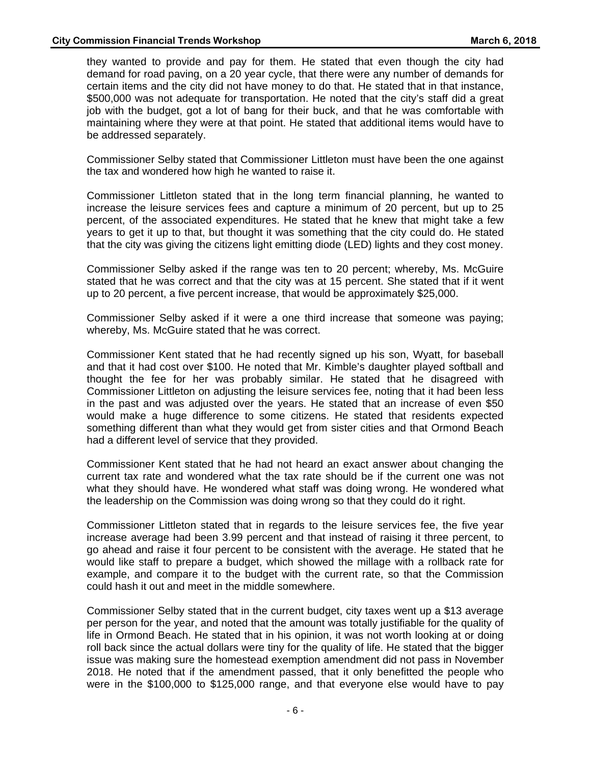they wanted to provide and pay for them. He stated that even though the city had demand for road paving, on a 20 year cycle, that there were any number of demands for certain items and the city did not have money to do that. He stated that in that instance, \$500,000 was not adequate for transportation. He noted that the city's staff did a great job with the budget, got a lot of bang for their buck, and that he was comfortable with maintaining where they were at that point. He stated that additional items would have to be addressed separately.

Commissioner Selby stated that Commissioner Littleton must have been the one against the tax and wondered how high he wanted to raise it.

Commissioner Littleton stated that in the long term financial planning, he wanted to increase the leisure services fees and capture a minimum of 20 percent, but up to 25 percent, of the associated expenditures. He stated that he knew that might take a few years to get it up to that, but thought it was something that the city could do. He stated that the city was giving the citizens light emitting diode (LED) lights and they cost money.

Commissioner Selby asked if the range was ten to 20 percent; whereby, Ms. McGuire stated that he was correct and that the city was at 15 percent. She stated that if it went up to 20 percent, a five percent increase, that would be approximately \$25,000.

Commissioner Selby asked if it were a one third increase that someone was paying; whereby, Ms. McGuire stated that he was correct.

Commissioner Kent stated that he had recently signed up his son, Wyatt, for baseball and that it had cost over \$100. He noted that Mr. Kimble's daughter played softball and thought the fee for her was probably similar. He stated that he disagreed with Commissioner Littleton on adjusting the leisure services fee, noting that it had been less in the past and was adjusted over the years. He stated that an increase of even \$50 would make a huge difference to some citizens. He stated that residents expected something different than what they would get from sister cities and that Ormond Beach had a different level of service that they provided.

Commissioner Kent stated that he had not heard an exact answer about changing the current tax rate and wondered what the tax rate should be if the current one was not what they should have. He wondered what staff was doing wrong. He wondered what the leadership on the Commission was doing wrong so that they could do it right.

Commissioner Littleton stated that in regards to the leisure services fee, the five year increase average had been 3.99 percent and that instead of raising it three percent, to go ahead and raise it four percent to be consistent with the average. He stated that he would like staff to prepare a budget, which showed the millage with a rollback rate for example, and compare it to the budget with the current rate, so that the Commission could hash it out and meet in the middle somewhere.

Commissioner Selby stated that in the current budget, city taxes went up a \$13 average per person for the year, and noted that the amount was totally justifiable for the quality of life in Ormond Beach. He stated that in his opinion, it was not worth looking at or doing roll back since the actual dollars were tiny for the quality of life. He stated that the bigger issue was making sure the homestead exemption amendment did not pass in November 2018. He noted that if the amendment passed, that it only benefitted the people who were in the \$100,000 to \$125,000 range, and that everyone else would have to pay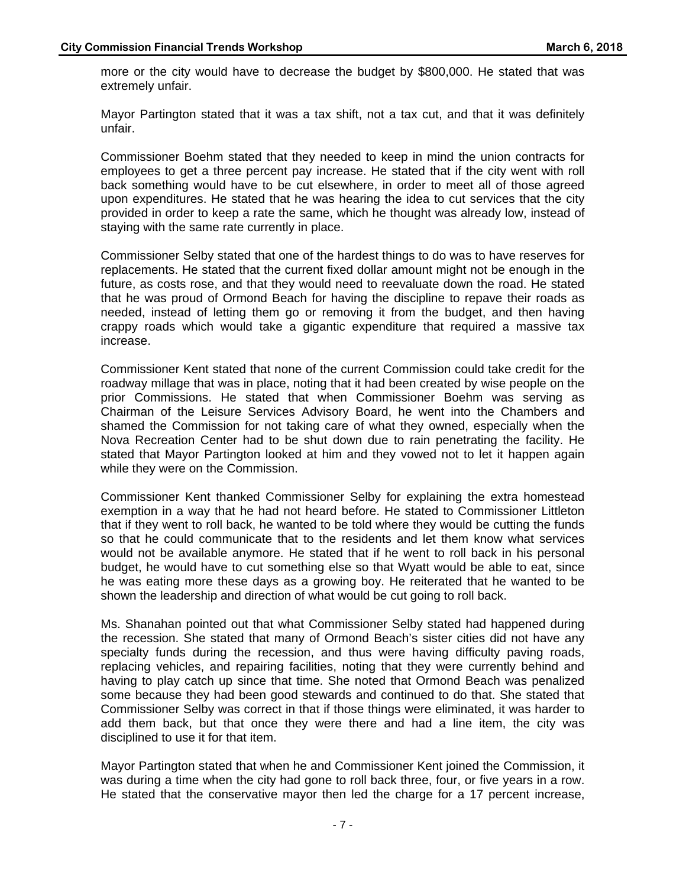more or the city would have to decrease the budget by $800,000. He stated that was extremely unfair.

Mayor Partington stated that it was a tax shift, not a tax cut, and that it was definitely unfair.

Commissioner Boehm stated that they needed to keep in mind the union contracts for employees to get a three percent pay increase. He stated that if the city went with roll back something would have to be cut elsewhere, in order to meet all of those agreed upon expenditures. He stated that he was hearing the idea to cut services that the city provided in order to keep a rate the same, which he thought was already low, instead of staying with the same rate currently in place.

Commissioner Selby stated that one of the hardest things to do was to have reserves for replacements. He stated that the current fixed dollar amount might not be enough in the future, as costs rose, and that they would need to reevaluate down the road. He stated that he was proud of Ormond Beach for having the discipline to repave their roads as needed, instead of letting them go or removing it from the budget, and then having crappy roads which would take a gigantic expenditure that required a massive tax increase.

Commissioner Kent stated that none of the current Commission could take credit for the roadway millage that was in place, noting that it had been created by wise people on the prior Commissions. He stated that when Commissioner Boehm was serving as Chairman of the Leisure Services Advisory Board, he went into the Chambers and shamed the Commission for not taking care of what they owned, especially when the Nova Recreation Center had to be shut down due to rain penetrating the facility. He stated that Mayor Partington looked at him and they vowed not to let it happen again while they were on the Commission.

Commissioner Kent thanked Commissioner Selby for explaining the extra homestead exemption in a way that he had not heard before. He stated to Commissioner Littleton that if they went to roll back, he wanted to be told where they would be cutting the funds so that he could communicate that to the residents and let them know what services would not be available anymore. He stated that if he went to roll back in his personal budget, he would have to cut something else so that Wyatt would be able to eat, since he was eating more these days as a growing boy. He reiterated that he wanted to be shown the leadership and direction of what would be cut going to roll back.

Ms. Shanahan pointed out that what Commissioner Selby stated had happened during the recession. She stated that many of Ormond Beach's sister cities did not have any specialty funds during the recession, and thus were having difficulty paving roads, replacing vehicles, and repairing facilities, noting that they were currently behind and having to play catch up since that time. She noted that Ormond Beach was penalized some because they had been good stewards and continued to do that. She stated that Commissioner Selby was correct in that if those things were eliminated, it was harder to add them back, but that once they were there and had a line item, the city was disciplined to use it for that item.

Mayor Partington stated that when he and Commissioner Kent joined the Commission, it was during a time when the city had gone to roll back three, four, or five years in a row. He stated that the conservative mayor then led the charge for a 17 percent increase,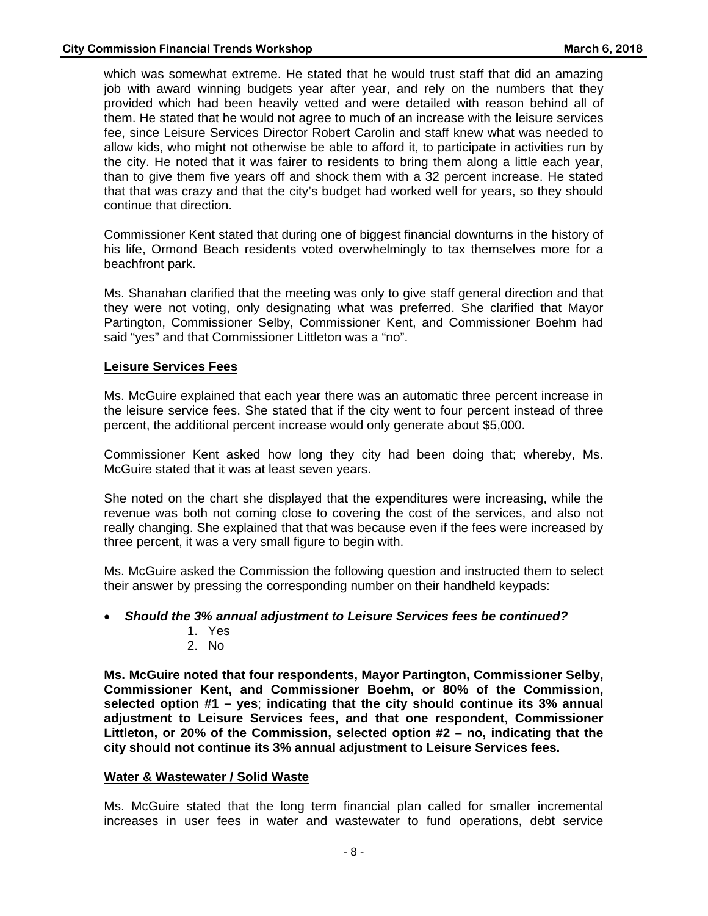which was somewhat extreme. He stated that he would trust staff that did an amazing job with award winning budgets year after year, and rely on the numbers that they provided which had been heavily vetted and were detailed with reason behind all of them. He stated that he would not agree to much of an increase with the leisure services fee, since Leisure Services Director Robert Carolin and staff knew what was needed to allow kids, who might not otherwise be able to afford it, to participate in activities run by the city. He noted that it was fairer to residents to bring them along a little each year, than to give them five years off and shock them with a 32 percent increase. He stated that that was crazy and that the city's budget had worked well for years, so they should continue that direction.

Commissioner Kent stated that during one of biggest financial downturns in the history of his life, Ormond Beach residents voted overwhelmingly to tax themselves more for a beachfront park.

Ms. Shanahan clarified that the meeting was only to give staff general direction and that they were not voting, only designating what was preferred. She clarified that Mayor Partington, Commissioner Selby, Commissioner Kent, and Commissioner Boehm had said "yes" and that Commissioner Littleton was a "no".

**Leisure Services Fees**

Ms. McGuire explained that each year there was an automatic three percent increase in the leisure service fees. She stated that if the city went to four percent instead of three percent, the additional percent increase would only generate about $5,000.

Commissioner Kent asked how long they city had been doing that; whereby, Ms. McGuire stated that it was at least seven years.

She noted on the chart she displayed that the expenditures were increasing, while the revenue was both not coming close to covering the cost of the services, and also not really changing. She explained that that was because even if the fees were increased by three percent, it was a very small figure to begin with.

Ms. McGuire asked the Commission the following question and instructed them to select their answer by pressing the corresponding number on their handheld keypads:

- ***Should the 3% annual adjustment to Leisure Services fees be continued?***
  1. Yes
  2. No

**Ms. McGuire noted that four respondents, Mayor Partington, Commissioner Selby, Commissioner Kent, and Commissioner Boehm, or 80% of the Commission, selected option #1 – yes; indicating that the city should continue its 3% annual adjustment to Leisure Services fees, and that one respondent, Commissioner Littleton, or 20% of the Commission, selected option #2 – no, indicating that the city should not continue its 3% annual adjustment to Leisure Services fees.**

**Water & Wastewater / Solid Waste**

Ms. McGuire stated that the long term financial plan called for smaller incremental increases in user fees in water and wastewater to fund operations, debt service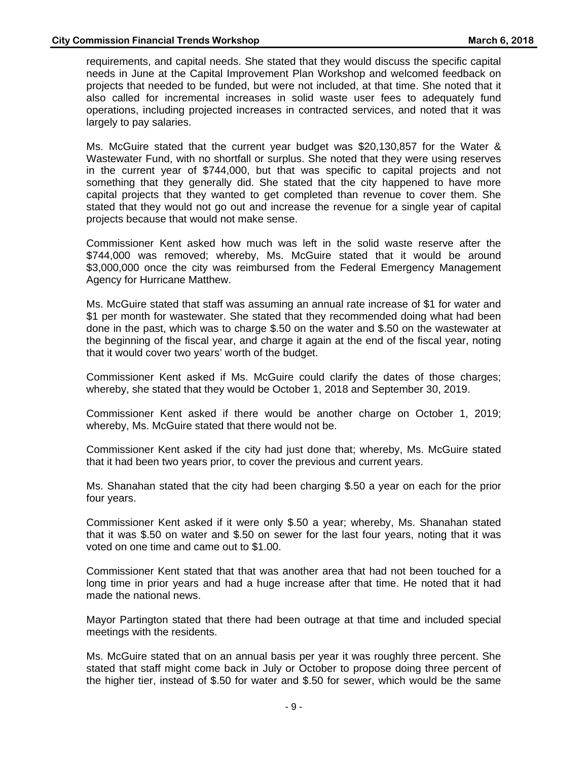requirements, and capital needs. She stated that they would discuss the specific capital needs in June at the Capital Improvement Plan Workshop and welcomed feedback on projects that needed to be funded, but were not included, at that time. She noted that it also called for incremental increases in solid waste user fees to adequately fund operations, including projected increases in contracted services, and noted that it was largely to pay salaries.

Ms. McGuire stated that the current year budget was $20,130,857 for the Water & Wastewater Fund, with no shortfall or surplus. She noted that they were using reserves in the current year of $744,000, but that was specific to capital projects and not something that they generally did. She stated that the city happened to have more capital projects that they wanted to get completed than revenue to cover them. She stated that they would not go out and increase the revenue for a single year of capital projects because that would not make sense.

Commissioner Kent asked how much was left in the solid waste reserve after the $744,000 was removed; whereby, Ms. McGuire stated that it would be around $3,000,000 once the city was reimbursed from the Federal Emergency Management Agency for Hurricane Matthew.

Ms. McGuire stated that staff was assuming an annual rate increase of $1 for water and $1 per month for wastewater. She stated that they recommended doing what had been done in the past, which was to charge $.50 on the water and $.50 on the wastewater at the beginning of the fiscal year, and charge it again at the end of the fiscal year, noting that it would cover two years' worth of the budget.

Commissioner Kent asked if Ms. McGuire could clarify the dates of those charges; whereby, she stated that they would be October 1, 2018 and September 30, 2019.

Commissioner Kent asked if there would be another charge on October 1, 2019; whereby, Ms. McGuire stated that there would not be.

Commissioner Kent asked if the city had just done that; whereby, Ms. McGuire stated that it had been two years prior, to cover the previous and current years.

Ms. Shanahan stated that the city had been charging $.50 a year on each for the prior four years.

Commissioner Kent asked if it were only $.50 a year; whereby, Ms. Shanahan stated that it was $.50 on water and $.50 on sewer for the last four years, noting that it was voted on one time and came out to $1.00.

Commissioner Kent stated that that was another area that had not been touched for a long time in prior years and had a huge increase after that time. He noted that it had made the national news.

Mayor Partington stated that there had been outrage at that time and included special meetings with the residents.

Ms. McGuire stated that on an annual basis per year it was roughly three percent. She stated that staff might come back in July or October to propose doing three percent of the higher tier, instead of $.50 for water and $.50 for sewer, which would be the same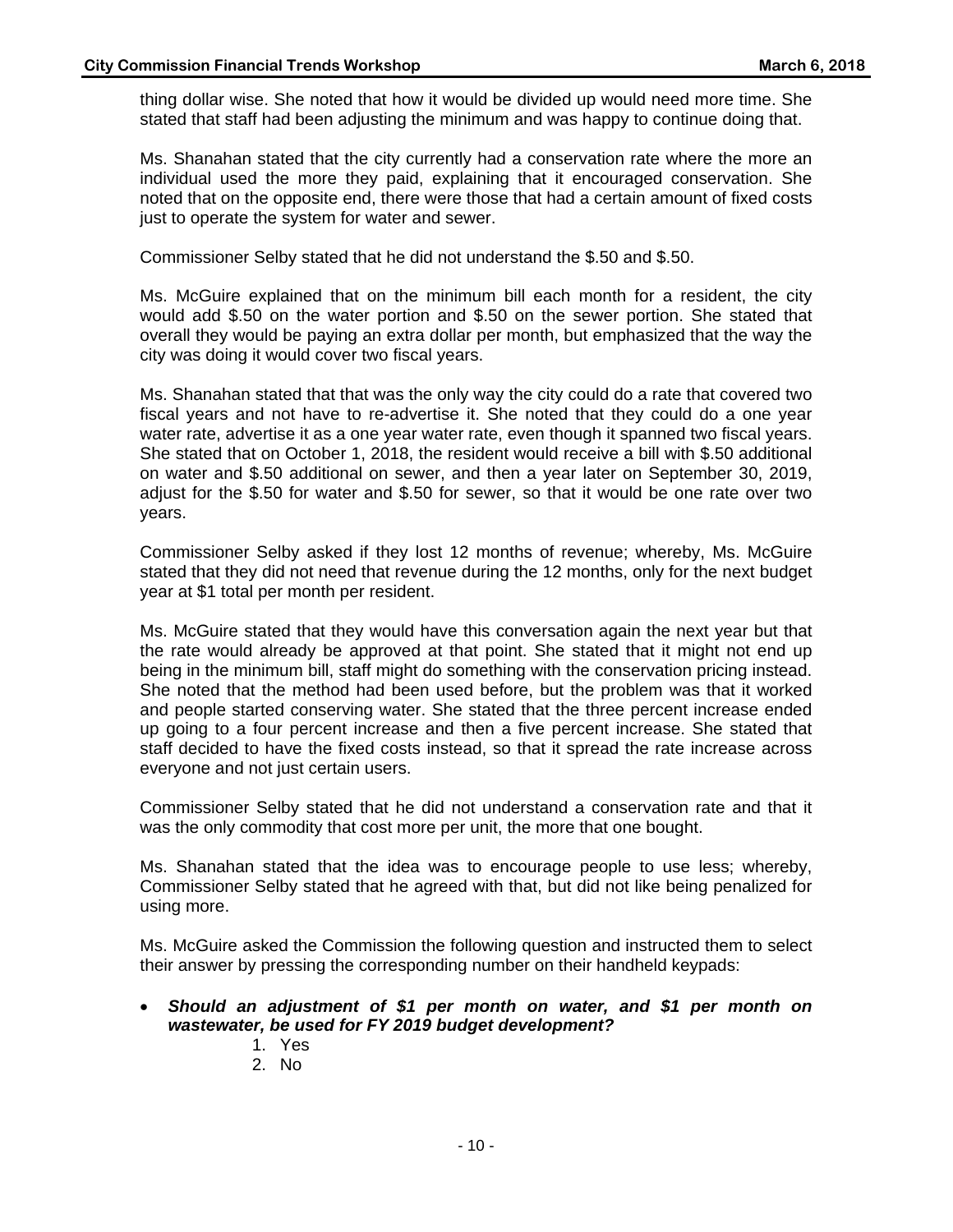thing dollar wise. She noted that how it would be divided up would need more time. She stated that staff had been adjusting the minimum and was happy to continue doing that.

Ms. Shanahan stated that the city currently had a conservation rate where the more an individual used the more they paid, explaining that it encouraged conservation. She noted that on the opposite end, there were those that had a certain amount of fixed costs just to operate the system for water and sewer.

Commissioner Selby stated that he did not understand the $.50 and $.50.

Ms. McGuire explained that on the minimum bill each month for a resident, the city would add $.50 on the water portion and $.50 on the sewer portion. She stated that overall they would be paying an extra dollar per month, but emphasized that the way the city was doing it would cover two fiscal years.

Ms. Shanahan stated that that was the only way the city could do a rate that covered two fiscal years and not have to re-advertise it. She noted that they could do a one year water rate, advertise it as a one year water rate, even though it spanned two fiscal years. She stated that on October 1, 2018, the resident would receive a bill with $.50 additional on water and $.50 additional on sewer, and then a year later on September 30, 2019, adjust for the $.50 for water and $.50 for sewer, so that it would be one rate over two years.

Commissioner Selby asked if they lost 12 months of revenue; whereby, Ms. McGuire stated that they did not need that revenue during the 12 months, only for the next budget year at $1 total per month per resident.

Ms. McGuire stated that they would have this conversation again the next year but that the rate would already be approved at that point. She stated that it might not end up being in the minimum bill, staff might do something with the conservation pricing instead. She noted that the method had been used before, but the problem was that it worked and people started conserving water. She stated that the three percent increase ended up going to a four percent increase and then a five percent increase. She stated that staff decided to have the fixed costs instead, so that it spread the rate increase across everyone and not just certain users.

Commissioner Selby stated that he did not understand a conservation rate and that it was the only commodity that cost more per unit, the more that one bought.

Ms. Shanahan stated that the idea was to encourage people to use less; whereby, Commissioner Selby stated that he agreed with that, but did not like being penalized for using more.

Ms. McGuire asked the Commission the following question and instructed them to select their answer by pressing the corresponding number on their handheld keypads:

- ***Should an adjustment of $1 per month on water, and $1 per month on wastewater, be used for FY 2019 budget development?***
    1. Yes
    2. No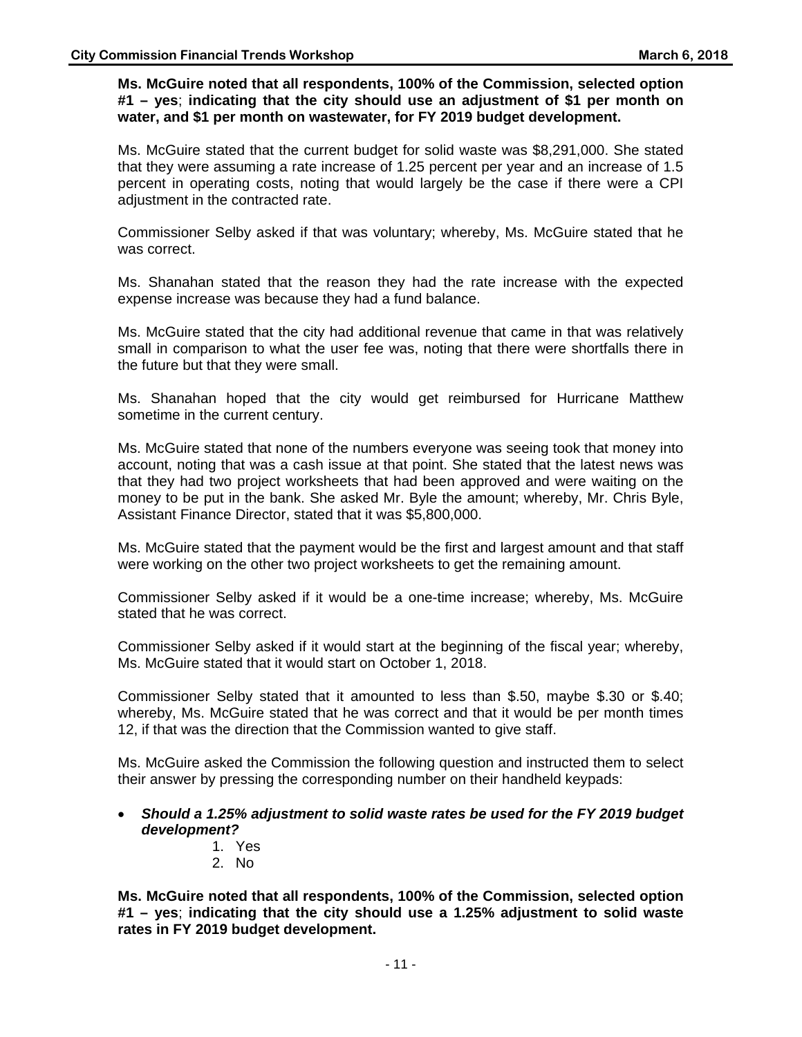**Ms. McGuire noted that all respondents, 100% of the Commission, selected option #1 – yes**; **indicating that the city should use an adjustment of $1 per month on water, and $1 per month on wastewater, for FY 2019 budget development.**

Ms. McGuire stated that the current budget for solid waste was $8,291,000. She stated that they were assuming a rate increase of 1.25 percent per year and an increase of 1.5 percent in operating costs, noting that would largely be the case if there were a CPI adjustment in the contracted rate.

Commissioner Selby asked if that was voluntary; whereby, Ms. McGuire stated that he was correct.

Ms. Shanahan stated that the reason they had the rate increase with the expected expense increase was because they had a fund balance.

Ms. McGuire stated that the city had additional revenue that came in that was relatively small in comparison to what the user fee was, noting that there were shortfalls there in the future but that they were small.

Ms. Shanahan hoped that the city would get reimbursed for Hurricane Matthew sometime in the current century.

Ms. McGuire stated that none of the numbers everyone was seeing took that money into account, noting that was a cash issue at that point. She stated that the latest news was that they had two project worksheets that had been approved and were waiting on the money to be put in the bank. She asked Mr. Byle the amount; whereby, Mr. Chris Byle, Assistant Finance Director, stated that it was $5,800,000.

Ms. McGuire stated that the payment would be the first and largest amount and that staff were working on the other two project worksheets to get the remaining amount.

Commissioner Selby asked if it would be a one-time increase; whereby, Ms. McGuire stated that he was correct.

Commissioner Selby asked if it would start at the beginning of the fiscal year; whereby, Ms. McGuire stated that it would start on October 1, 2018.

Commissioner Selby stated that it amounted to less than $.50, maybe $.30 or $.40; whereby, Ms. McGuire stated that he was correct and that it would be per month times 12, if that was the direction that the Commission wanted to give staff.

Ms. McGuire asked the Commission the following question and instructed them to select their answer by pressing the corresponding number on their handheld keypads:

- ***Should a 1.25% adjustment to solid waste rates be used for the FY 2019 budget development?***
    1. Yes
    2. No

**Ms. McGuire noted that all respondents, 100% of the Commission, selected option #1 – yes**; **indicating that the city should use a 1.25% adjustment to solid waste rates in FY 2019 budget development.**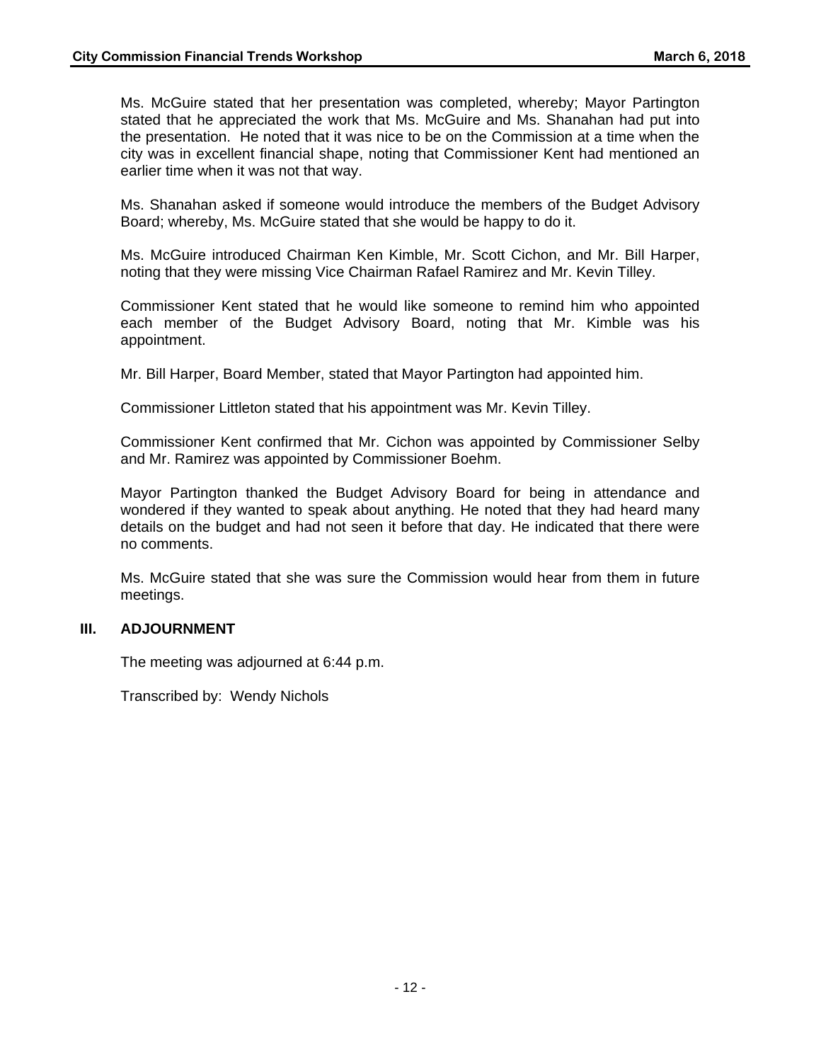Ms. McGuire stated that her presentation was completed, whereby; Mayor Partington stated that he appreciated the work that Ms. McGuire and Ms. Shanahan had put into the presentation. He noted that it was nice to be on the Commission at a time when the city was in excellent financial shape, noting that Commissioner Kent had mentioned an earlier time when it was not that way.

Ms. Shanahan asked if someone would introduce the members of the Budget Advisory Board; whereby, Ms. McGuire stated that she would be happy to do it.

Ms. McGuire introduced Chairman Ken Kimble, Mr. Scott Cichon, and Mr. Bill Harper, noting that they were missing Vice Chairman Rafael Ramirez and Mr. Kevin Tilley.

Commissioner Kent stated that he would like someone to remind him who appointed each member of the Budget Advisory Board, noting that Mr. Kimble was his appointment.

Mr. Bill Harper, Board Member, stated that Mayor Partington had appointed him.

Commissioner Littleton stated that his appointment was Mr. Kevin Tilley.

Commissioner Kent confirmed that Mr. Cichon was appointed by Commissioner Selby and Mr. Ramirez was appointed by Commissioner Boehm.

Mayor Partington thanked the Budget Advisory Board for being in attendance and wondered if they wanted to speak about anything. He noted that they had heard many details on the budget and had not seen it before that day. He indicated that there were no comments.

Ms. McGuire stated that she was sure the Commission would hear from them in future meetings.

## III. ADJOURNMENT

The meeting was adjourned at 6:44 p.m.

Transcribed by: Wendy Nichols